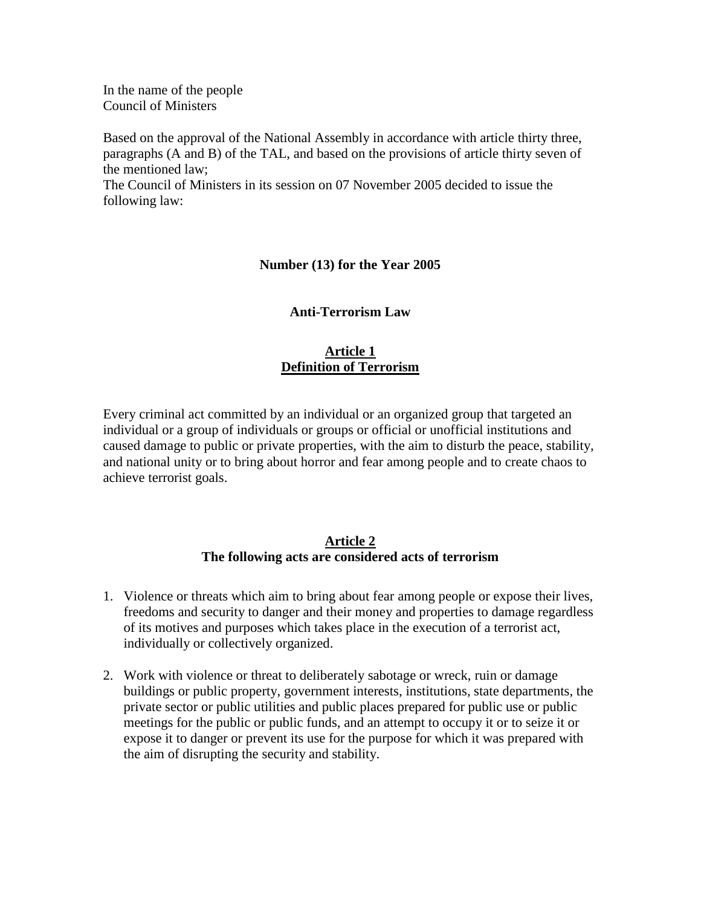In the name of the people
Council of Ministers

Based on the approval of the National Assembly in accordance with article thirty three, paragraphs (A and B) of the TAL, and based on the provisions of article thirty seven of the mentioned law;
The Council of Ministers in its session on 07 November 2005 decided to issue the following law:

**Number (13) for the Year 2005**

**Anti-Terrorism Law**

## Article 1
## Definition of Terrorism

Every criminal act committed by an individual or an organized group that targeted an individual or a group of individuals or groups or official or unofficial institutions and caused damage to public or private properties, with the aim to disturb the peace, stability, and national unity or to bring about horror and fear among people and to create chaos to achieve terrorist goals.

## Article 2
## The following acts are considered acts of terrorism

1. Violence or threats which aim to bring about fear among people or expose their lives, freedoms and security to danger and their money and properties to damage regardless of its motives and purposes which takes place in the execution of a terrorist act, individually or collectively organized.

2. Work with violence or threat to deliberately sabotage or wreck, ruin or damage buildings or public property, government interests, institutions, state departments, the private sector or public utilities and public places prepared for public use or public meetings for the public or public funds, and an attempt to occupy it or to seize it or expose it to danger or prevent its use for the purpose for which it was prepared with the aim of disrupting the security and stability.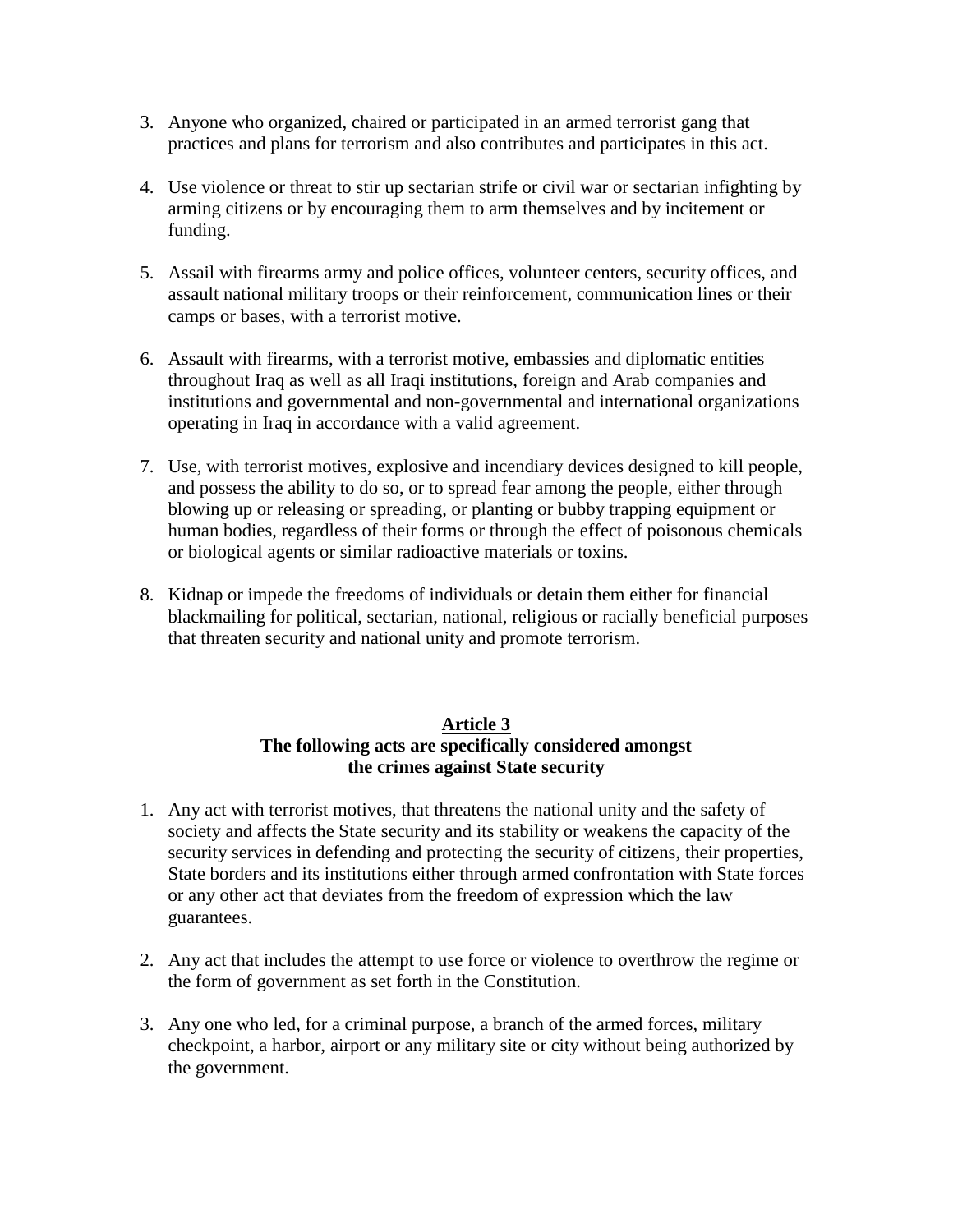3. Anyone who organized, chaired or participated in an armed terrorist gang that practices and plans for terrorism and also contributes and participates in this act.

4. Use violence or threat to stir up sectarian strife or civil war or sectarian infighting by arming citizens or by encouraging them to arm themselves and by incitement or funding.

5. Assail with firearms army and police offices, volunteer centers, security offices, and assault national military troops or their reinforcement, communication lines or their camps or bases, with a terrorist motive.

6. Assault with firearms, with a terrorist motive, embassies and diplomatic entities throughout Iraq as well as all Iraqi institutions, foreign and Arab companies and institutions and governmental and non-governmental and international organizations operating in Iraq in accordance with a valid agreement.

7. Use, with terrorist motives, explosive and incendiary devices designed to kill people, and possess the ability to do so, or to spread fear among the people, either through blowing up or releasing or spreading, or planting or bubby trapping equipment or human bodies, regardless of their forms or through the effect of poisonous chemicals or biological agents or similar radioactive materials or toxins.

8. Kidnap or impede the freedoms of individuals or detain them either for financial blackmailing for political, sectarian, national, religious or racially beneficial purposes that threaten security and national unity and promote terrorism.

## Article 3

**The following acts are specifically considered amongst the crimes against State security**

1. Any act with terrorist motives, that threatens the national unity and the safety of society and affects the State security and its stability or weakens the capacity of the security services in defending and protecting the security of citizens, their properties, State borders and its institutions either through armed confrontation with State forces or any other act that deviates from the freedom of expression which the law guarantees.

2. Any act that includes the attempt to use force or violence to overthrow the regime or the form of government as set forth in the Constitution.

3. Any one who led, for a criminal purpose, a branch of the armed forces, military checkpoint, a harbor, airport or any military site or city without being authorized by the government.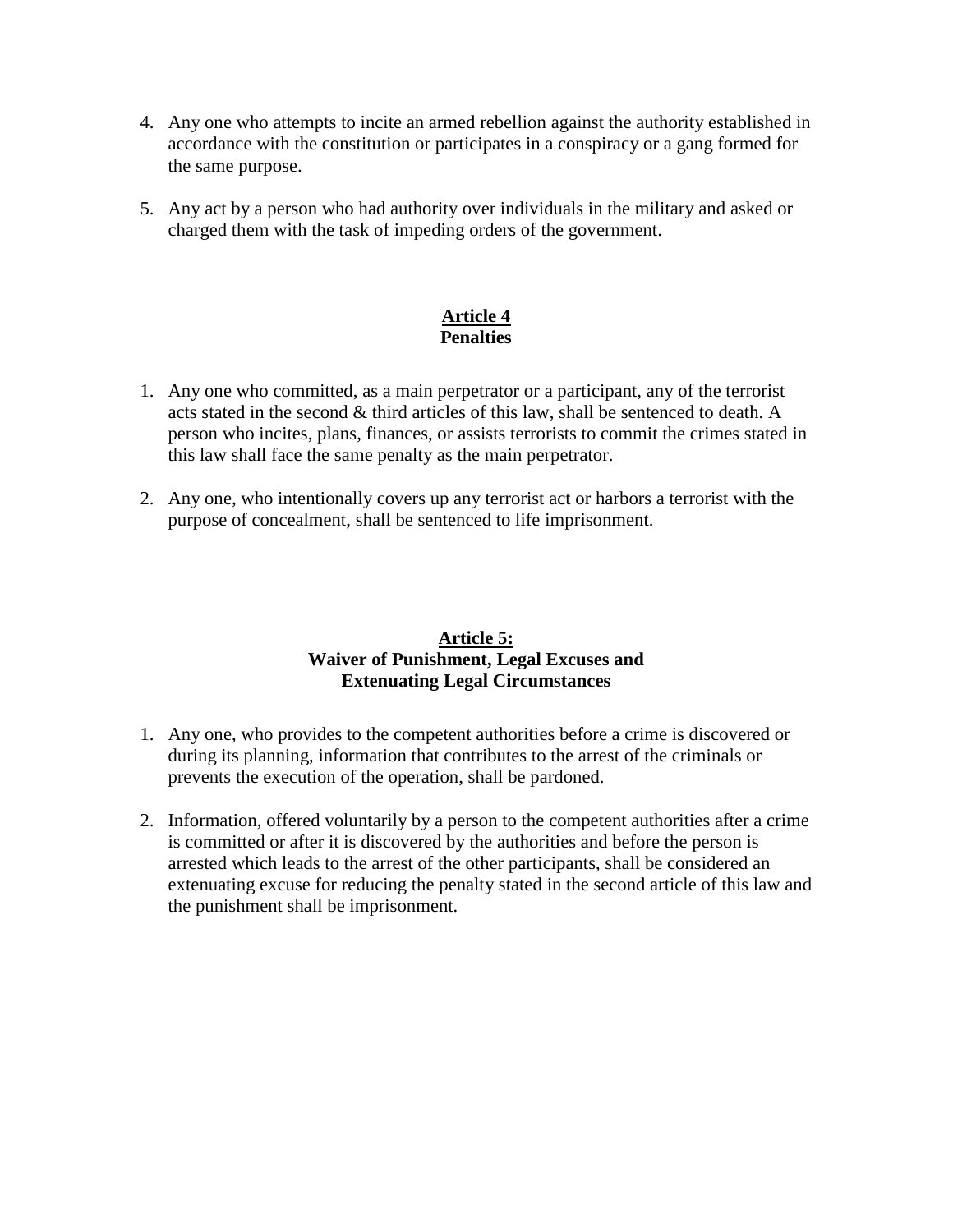4. Any one who attempts to incite an armed rebellion against the authority established in accordance with the constitution or participates in a conspiracy or a gang formed for the same purpose.

5. Any act by a person who had authority over individuals in the military and asked or charged them with the task of impeding orders of the government.

## Article 4
## Penalties

1. Any one who committed, as a main perpetrator or a participant, any of the terrorist acts stated in the second & third articles of this law, shall be sentenced to death. A person who incites, plans, finances, or assists terrorists to commit the crimes stated in this law shall face the same penalty as the main perpetrator.

2. Any one, who intentionally covers up any terrorist act or harbors a terrorist with the purpose of concealment, shall be sentenced to life imprisonment.

## Article 5:
## Waiver of Punishment, Legal Excuses and Extenuating Legal Circumstances

1. Any one, who provides to the competent authorities before a crime is discovered or during its planning, information that contributes to the arrest of the criminals or prevents the execution of the operation, shall be pardoned.

2. Information, offered voluntarily by a person to the competent authorities after a crime is committed or after it is discovered by the authorities and before the person is arrested which leads to the arrest of the other participants, shall be considered an extenuating excuse for reducing the penalty stated in the second article of this law and the punishment shall be imprisonment.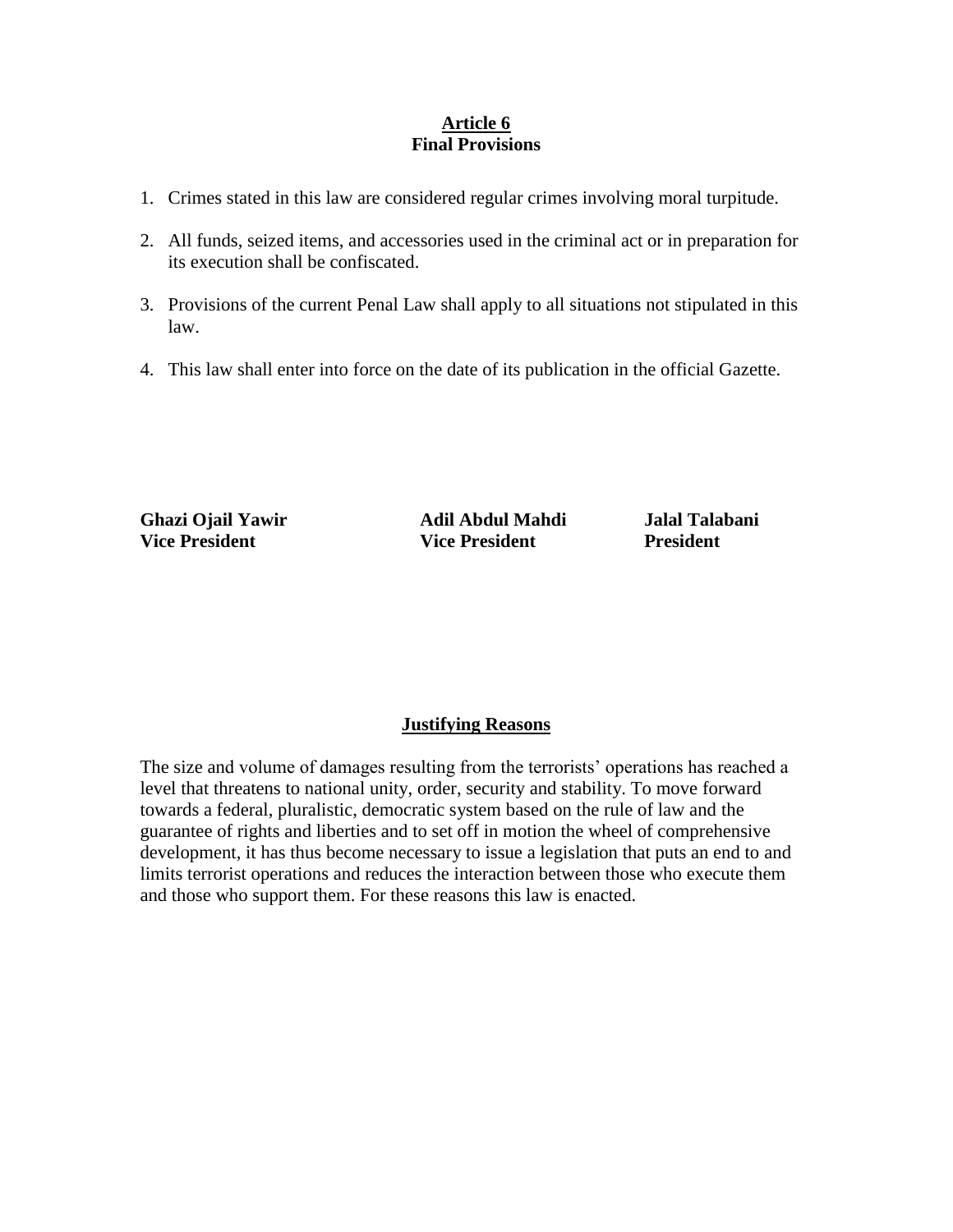## Article 6
## Final Provisions

1. Crimes stated in this law are considered regular crimes involving moral turpitude.

2. All funds, seized items, and accessories used in the criminal act or in preparation for its execution shall be confiscated.

3. Provisions of the current Penal Law shall apply to all situations not stipulated in this law.

4. This law shall enter into force on the date of its publication in the official Gazette.

| | | |
|---|---|---|
| **Ghazi Ojail Yawir** | **Adil Abdul Mahdi** | **Jalal Talabani** |
| **Vice President** | **Vice President** | **President** |

## Justifying Reasons

The size and volume of damages resulting from the terrorists' operations has reached a level that threatens to national unity, order, security and stability. To move forward towards a federal, pluralistic, democratic system based on the rule of law and the guarantee of rights and liberties and to set off in motion the wheel of comprehensive development, it has thus become necessary to issue a legislation that puts an end to and limits terrorist operations and reduces the interaction between those who execute them and those who support them. For these reasons this law is enacted.